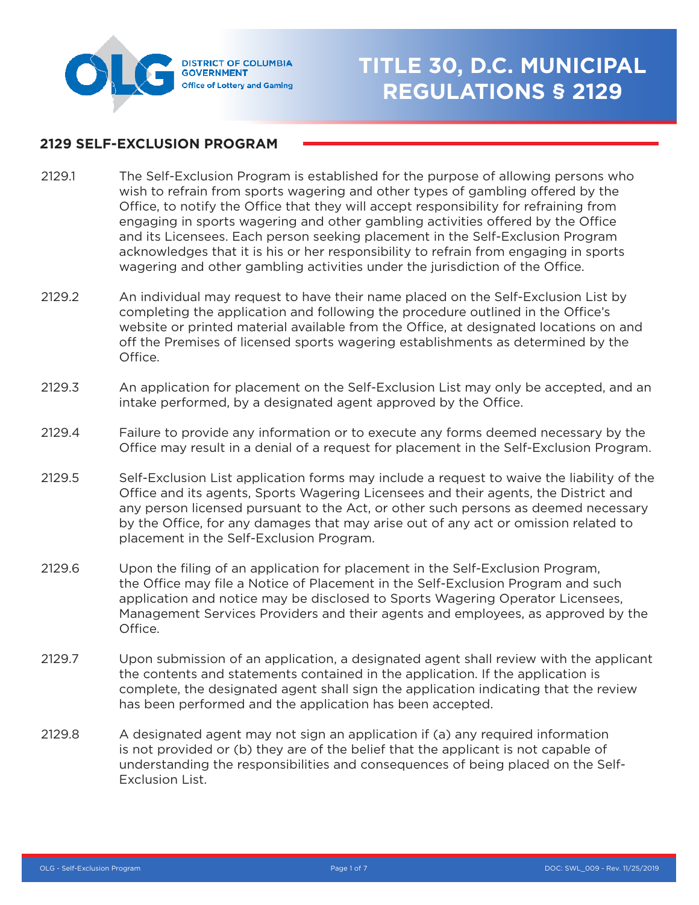DISTRICT OF COLUMBIA GOVERNMENT
Office of Lottery and Gaming

# TITLE 30, D.C. MUNICIPAL REGULATIONS § 2129

## 2129 SELF-EXCLUSION PROGRAM

2129.1 The Self-Exclusion Program is established for the purpose of allowing persons who wish to refrain from sports wagering and other types of gambling offered by the Office, to notify the Office that they will accept responsibility for refraining from engaging in sports wagering and other gambling activities offered by the Office and its Licensees. Each person seeking placement in the Self-Exclusion Program acknowledges that it is his or her responsibility to refrain from engaging in sports wagering and other gambling activities under the jurisdiction of the Office.

2129.2 An individual may request to have their name placed on the Self-Exclusion List by completing the application and following the procedure outlined in the Office's website or printed material available from the Office, at designated locations on and off the Premises of licensed sports wagering establishments as determined by the Office.

2129.3 An application for placement on the Self-Exclusion List may only be accepted, and an intake performed, by a designated agent approved by the Office.

2129.4 Failure to provide any information or to execute any forms deemed necessary by the Office may result in a denial of a request for placement in the Self-Exclusion Program.

2129.5 Self-Exclusion List application forms may include a request to waive the liability of the Office and its agents, Sports Wagering Licensees and their agents, the District and any person licensed pursuant to the Act, or other such persons as deemed necessary by the Office, for any damages that may arise out of any act or omission related to placement in the Self-Exclusion Program.

2129.6 Upon the filing of an application for placement in the Self-Exclusion Program, the Office may file a Notice of Placement in the Self-Exclusion Program and such application and notice may be disclosed to Sports Wagering Operator Licensees, Management Services Providers and their agents and employees, as approved by the Office.

2129.7 Upon submission of an application, a designated agent shall review with the applicant the contents and statements contained in the application. If the application is complete, the designated agent shall sign the application indicating that the review has been performed and the application has been accepted.

2129.8 A designated agent may not sign an application if (a) any required information is not provided or (b) they are of the belief that the applicant is not capable of understanding the responsibilities and consequences of being placed on the Self-Exclusion List.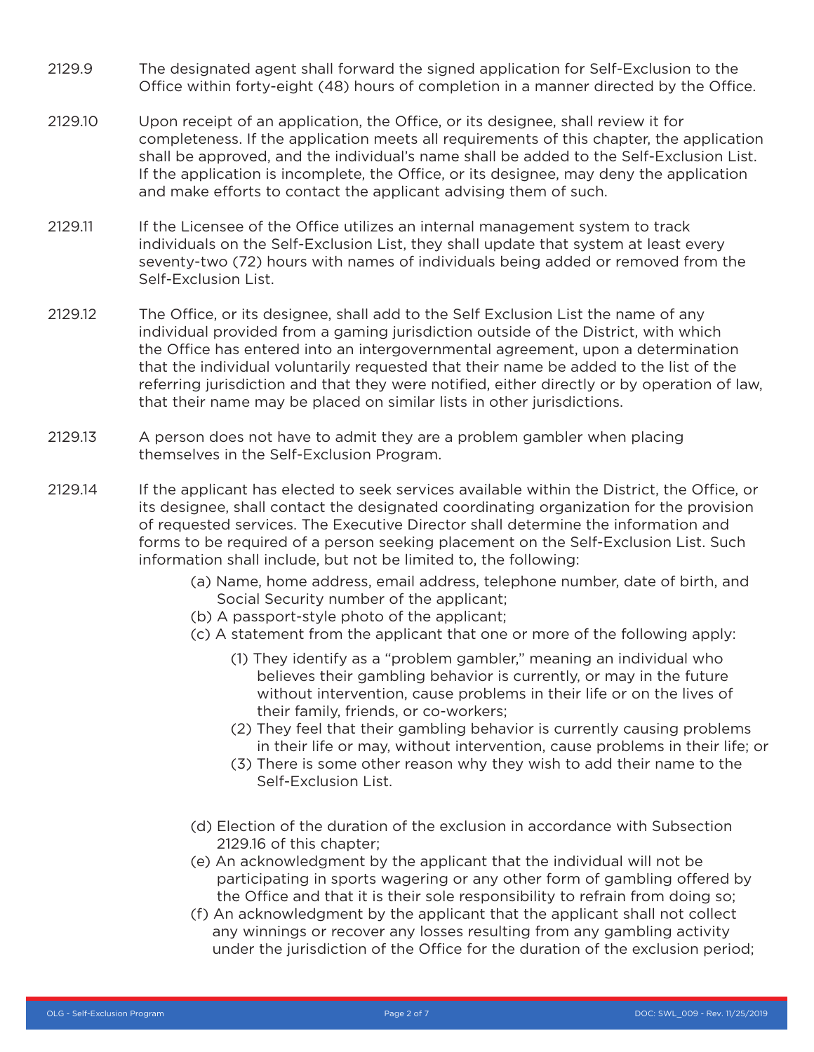2129.9 The designated agent shall forward the signed application for Self-Exclusion to the Office within forty-eight (48) hours of completion in a manner directed by the Office.

2129.10 Upon receipt of an application, the Office, or its designee, shall review it for completeness. If the application meets all requirements of this chapter, the application shall be approved, and the individual's name shall be added to the Self-Exclusion List. If the application is incomplete, the Office, or its designee, may deny the application and make efforts to contact the applicant advising them of such.

2129.11 If the Licensee of the Office utilizes an internal management system to track individuals on the Self-Exclusion List, they shall update that system at least every seventy-two (72) hours with names of individuals being added or removed from the Self-Exclusion List.

2129.12 The Office, or its designee, shall add to the Self Exclusion List the name of any individual provided from a gaming jurisdiction outside of the District, with which the Office has entered into an intergovernmental agreement, upon a determination that the individual voluntarily requested that their name be added to the list of the referring jurisdiction and that they were notified, either directly or by operation of law, that their name may be placed on similar lists in other jurisdictions.

2129.13 A person does not have to admit they are a problem gambler when placing themselves in the Self-Exclusion Program.

2129.14 If the applicant has elected to seek services available within the District, the Office, or its designee, shall contact the designated coordinating organization for the provision of requested services. The Executive Director shall determine the information and forms to be required of a person seeking placement on the Self-Exclusion List. Such information shall include, but not be limited to, the following:

(a) Name, home address, email address, telephone number, date of birth, and Social Security number of the applicant;

(b) A passport-style photo of the applicant;

(c) A statement from the applicant that one or more of the following apply:

(1) They identify as a "problem gambler," meaning an individual who believes their gambling behavior is currently, or may in the future without intervention, cause problems in their life or on the lives of their family, friends, or co-workers;

(2) They feel that their gambling behavior is currently causing problems in their life or may, without intervention, cause problems in their life; or

(3) There is some other reason why they wish to add their name to the Self-Exclusion List.

(d) Election of the duration of the exclusion in accordance with Subsection 2129.16 of this chapter;

(e) An acknowledgment by the applicant that the individual will not be participating in sports wagering or any other form of gambling offered by the Office and that it is their sole responsibility to refrain from doing so;

(f) An acknowledgment by the applicant that the applicant shall not collect any winnings or recover any losses resulting from any gambling activity under the jurisdiction of the Office for the duration of the exclusion period;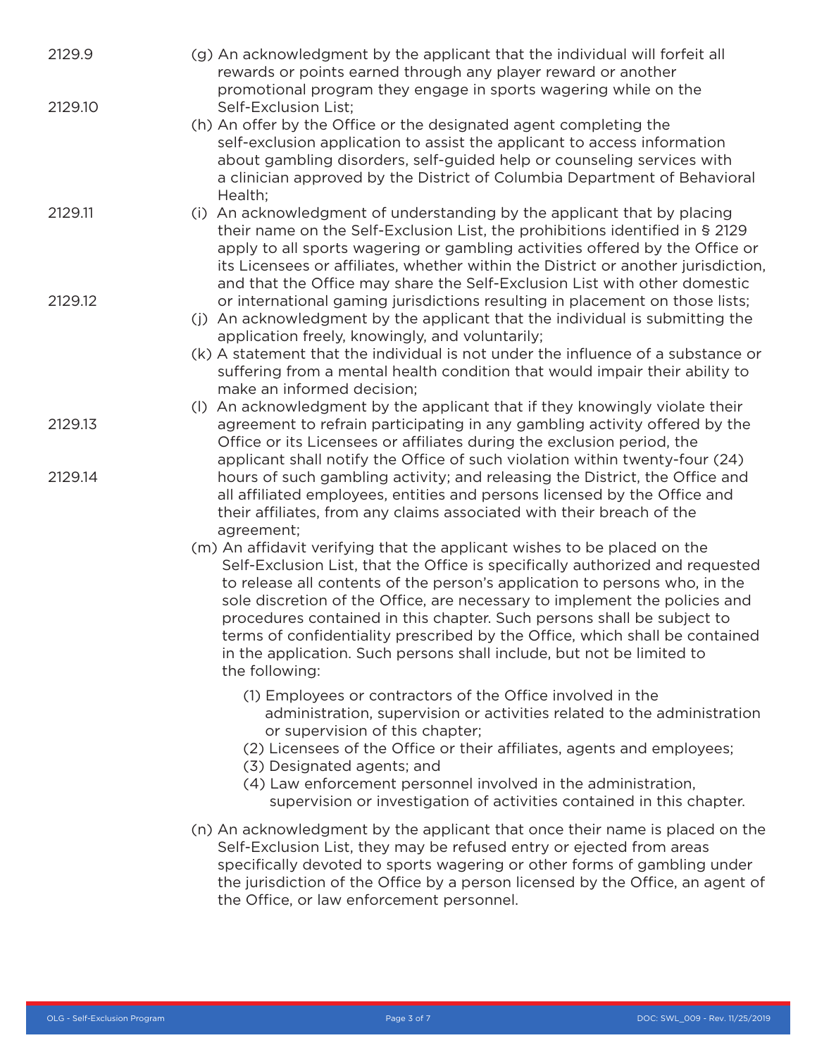2129.9

2129.10

2129.11

2129.12

2129.13

2129.14

(g) An acknowledgment by the applicant that the individual will forfeit all rewards or points earned through any player reward or another promotional program they engage in sports wagering while on the Self-Exclusion List;

(h) An offer by the Office or the designated agent completing the self-exclusion application to assist the applicant to access information about gambling disorders, self-guided help or counseling services with a clinician approved by the District of Columbia Department of Behavioral Health;

(i) An acknowledgment of understanding by the applicant that by placing their name on the Self-Exclusion List, the prohibitions identified in § 2129 apply to all sports wagering or gambling activities offered by the Office or its Licensees or affiliates, whether within the District or another jurisdiction, and that the Office may share the Self-Exclusion List with other domestic or international gaming jurisdictions resulting in placement on those lists;

(j) An acknowledgment by the applicant that the individual is submitting the application freely, knowingly, and voluntarily;

(k) A statement that the individual is not under the influence of a substance or suffering from a mental health condition that would impair their ability to make an informed decision;

(l) An acknowledgment by the applicant that if they knowingly violate their agreement to refrain participating in any gambling activity offered by the Office or its Licensees or affiliates during the exclusion period, the applicant shall notify the Office of such violation within twenty-four (24) hours of such gambling activity; and releasing the District, the Office and all affiliated employees, entities and persons licensed by the Office and their affiliates, from any claims associated with their breach of the agreement;

(m) An affidavit verifying that the applicant wishes to be placed on the Self-Exclusion List, that the Office is specifically authorized and requested to release all contents of the person's application to persons who, in the sole discretion of the Office, are necessary to implement the policies and procedures contained in this chapter. Such persons shall be subject to terms of confidentiality prescribed by the Office, which shall be contained in the application. Such persons shall include, but not be limited to the following:

   (1) Employees or contractors of the Office involved in the administration, supervision or activities related to the administration or supervision of this chapter;
   (2) Licensees of the Office or their affiliates, agents and employees;
   (3) Designated agents; and
   (4) Law enforcement personnel involved in the administration, supervision or investigation of activities contained in this chapter.

(n) An acknowledgment by the applicant that once their name is placed on the Self-Exclusion List, they may be refused entry or ejected from areas specifically devoted to sports wagering or other forms of gambling under the jurisdiction of the Office by a person licensed by the Office, an agent of the Office, or law enforcement personnel.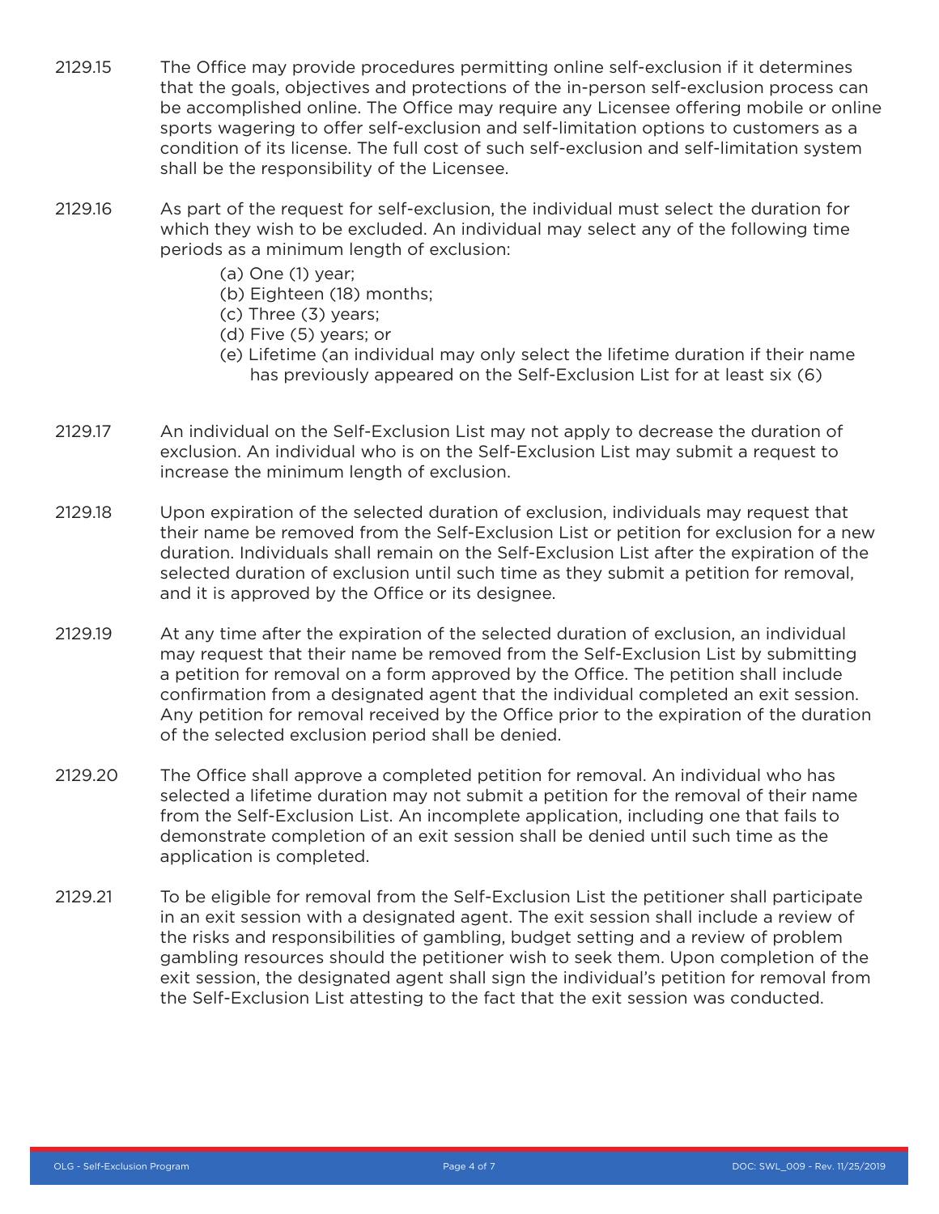2129.15 The Office may provide procedures permitting online self-exclusion if it determines that the goals, objectives and protections of the in-person self-exclusion process can be accomplished online. The Office may require any Licensee offering mobile or online sports wagering to offer self-exclusion and self-limitation options to customers as a condition of its license. The full cost of such self-exclusion and self-limitation system shall be the responsibility of the Licensee.

2129.16 As part of the request for self-exclusion, the individual must select the duration for which they wish to be excluded. An individual may select any of the following time periods as a minimum length of exclusion:

(a) One (1) year;
(b) Eighteen (18) months;
(c) Three (3) years;
(d) Five (5) years; or
(e) Lifetime (an individual may only select the lifetime duration if their name has previously appeared on the Self-Exclusion List for at least six (6)

2129.17 An individual on the Self-Exclusion List may not apply to decrease the duration of exclusion. An individual who is on the Self-Exclusion List may submit a request to increase the minimum length of exclusion.

2129.18 Upon expiration of the selected duration of exclusion, individuals may request that their name be removed from the Self-Exclusion List or petition for exclusion for a new duration. Individuals shall remain on the Self-Exclusion List after the expiration of the selected duration of exclusion until such time as they submit a petition for removal, and it is approved by the Office or its designee.

2129.19 At any time after the expiration of the selected duration of exclusion, an individual may request that their name be removed from the Self-Exclusion List by submitting a petition for removal on a form approved by the Office. The petition shall include confirmation from a designated agent that the individual completed an exit session. Any petition for removal received by the Office prior to the expiration of the duration of the selected exclusion period shall be denied.

2129.20 The Office shall approve a completed petition for removal. An individual who has selected a lifetime duration may not submit a petition for the removal of their name from the Self-Exclusion List. An incomplete application, including one that fails to demonstrate completion of an exit session shall be denied until such time as the application is completed.

2129.21 To be eligible for removal from the Self-Exclusion List the petitioner shall participate in an exit session with a designated agent. The exit session shall include a review of the risks and responsibilities of gambling, budget setting and a review of problem gambling resources should the petitioner wish to seek them. Upon completion of the exit session, the designated agent shall sign the individual's petition for removal from the Self-Exclusion List attesting to the fact that the exit session was conducted.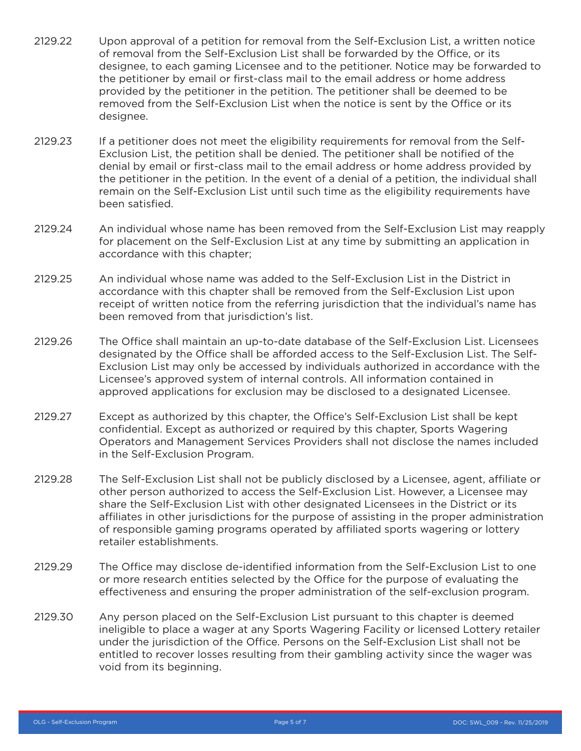2129.22 Upon approval of a petition for removal from the Self-Exclusion List, a written notice of removal from the Self-Exclusion List shall be forwarded by the Office, or its designee, to each gaming Licensee and to the petitioner. Notice may be forwarded to the petitioner by email or first-class mail to the email address or home address provided by the petitioner in the petition. The petitioner shall be deemed to be removed from the Self-Exclusion List when the notice is sent by the Office or its designee.

2129.23 If a petitioner does not meet the eligibility requirements for removal from the Self-Exclusion List, the petition shall be denied. The petitioner shall be notified of the denial by email or first-class mail to the email address or home address provided by the petitioner in the petition. In the event of a denial of a petition, the individual shall remain on the Self-Exclusion List until such time as the eligibility requirements have been satisfied.

2129.24 An individual whose name has been removed from the Self-Exclusion List may reapply for placement on the Self-Exclusion List at any time by submitting an application in accordance with this chapter;

2129.25 An individual whose name was added to the Self-Exclusion List in the District in accordance with this chapter shall be removed from the Self-Exclusion List upon receipt of written notice from the referring jurisdiction that the individual's name has been removed from that jurisdiction's list.

2129.26 The Office shall maintain an up-to-date database of the Self-Exclusion List. Licensees designated by the Office shall be afforded access to the Self-Exclusion List. The Self-Exclusion List may only be accessed by individuals authorized in accordance with the Licensee's approved system of internal controls. All information contained in approved applications for exclusion may be disclosed to a designated Licensee.

2129.27 Except as authorized by this chapter, the Office's Self-Exclusion List shall be kept confidential. Except as authorized or required by this chapter, Sports Wagering Operators and Management Services Providers shall not disclose the names included in the Self-Exclusion Program.

2129.28 The Self-Exclusion List shall not be publicly disclosed by a Licensee, agent, affiliate or other person authorized to access the Self-Exclusion List. However, a Licensee may share the Self-Exclusion List with other designated Licensees in the District or its affiliates in other jurisdictions for the purpose of assisting in the proper administration of responsible gaming programs operated by affiliated sports wagering or lottery retailer establishments.

2129.29 The Office may disclose de-identified information from the Self-Exclusion List to one or more research entities selected by the Office for the purpose of evaluating the effectiveness and ensuring the proper administration of the self-exclusion program.

2129.30 Any person placed on the Self-Exclusion List pursuant to this chapter is deemed ineligible to place a wager at any Sports Wagering Facility or licensed Lottery retailer under the jurisdiction of the Office. Persons on the Self-Exclusion List shall not be entitled to recover losses resulting from their gambling activity since the wager was void from its beginning.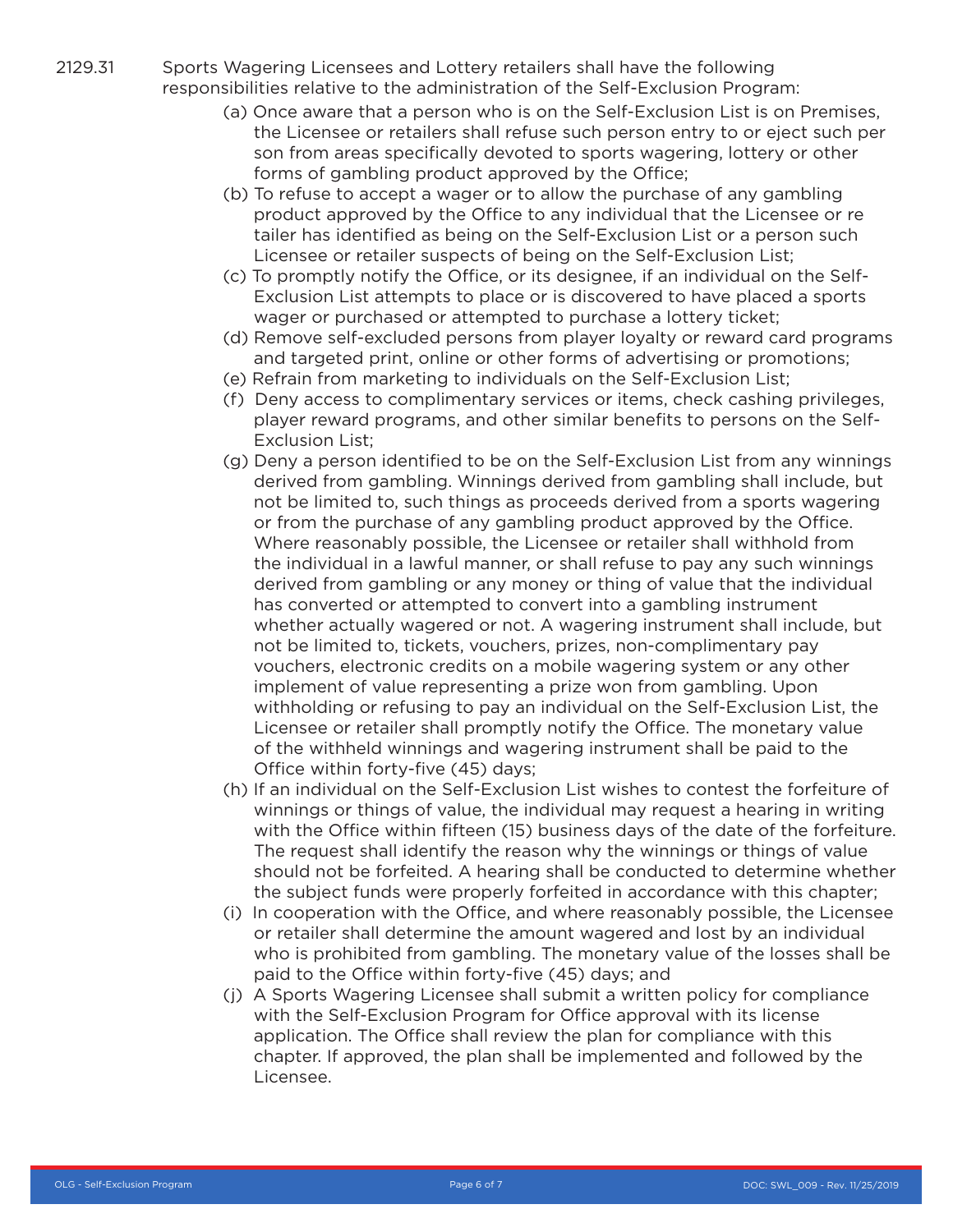2129.31 Sports Wagering Licensees and Lottery retailers shall have the following responsibilities relative to the administration of the Self-Exclusion Program:

(a) Once aware that a person who is on the Self-Exclusion List is on Premises, the Licensee or retailers shall refuse such person entry to or eject such person from areas specifically devoted to sports wagering, lottery or other forms of gambling product approved by the Office;

(b) To refuse to accept a wager or to allow the purchase of any gambling product approved by the Office to any individual that the Licensee or retailer has identified as being on the Self-Exclusion List or a person such Licensee or retailer suspects of being on the Self-Exclusion List;

(c) To promptly notify the Office, or its designee, if an individual on the Self-Exclusion List attempts to place or is discovered to have placed a sports wager or purchased or attempted to purchase a lottery ticket;

(d) Remove self-excluded persons from player loyalty or reward card programs and targeted print, online or other forms of advertising or promotions;

(e) Refrain from marketing to individuals on the Self-Exclusion List;

(f) Deny access to complimentary services or items, check cashing privileges, player reward programs, and other similar benefits to persons on the Self-Exclusion List;

(g) Deny a person identified to be on the Self-Exclusion List from any winnings derived from gambling. Winnings derived from gambling shall include, but not be limited to, such things as proceeds derived from a sports wagering or from the purchase of any gambling product approved by the Office. Where reasonably possible, the Licensee or retailer shall withhold from the individual in a lawful manner, or shall refuse to pay any such winnings derived from gambling or any money or thing of value that the individual has converted or attempted to convert into a gambling instrument whether actually wagered or not. A wagering instrument shall include, but not be limited to, tickets, vouchers, prizes, non-complimentary pay vouchers, electronic credits on a mobile wagering system or any other implement of value representing a prize won from gambling. Upon withholding or refusing to pay an individual on the Self-Exclusion List, the Licensee or retailer shall promptly notify the Office. The monetary value of the withheld winnings and wagering instrument shall be paid to the Office within forty-five (45) days;

(h) If an individual on the Self-Exclusion List wishes to contest the forfeiture of winnings or things of value, the individual may request a hearing in writing with the Office within fifteen (15) business days of the date of the forfeiture. The request shall identify the reason why the winnings or things of value should not be forfeited. A hearing shall be conducted to determine whether the subject funds were properly forfeited in accordance with this chapter;

(i) In cooperation with the Office, and where reasonably possible, the Licensee or retailer shall determine the amount wagered and lost by an individual who is prohibited from gambling. The monetary value of the losses shall be paid to the Office within forty-five (45) days; and

(j) A Sports Wagering Licensee shall submit a written policy for compliance with the Self-Exclusion Program for Office approval with its license application. The Office shall review the plan for compliance with this chapter. If approved, the plan shall be implemented and followed by the Licensee.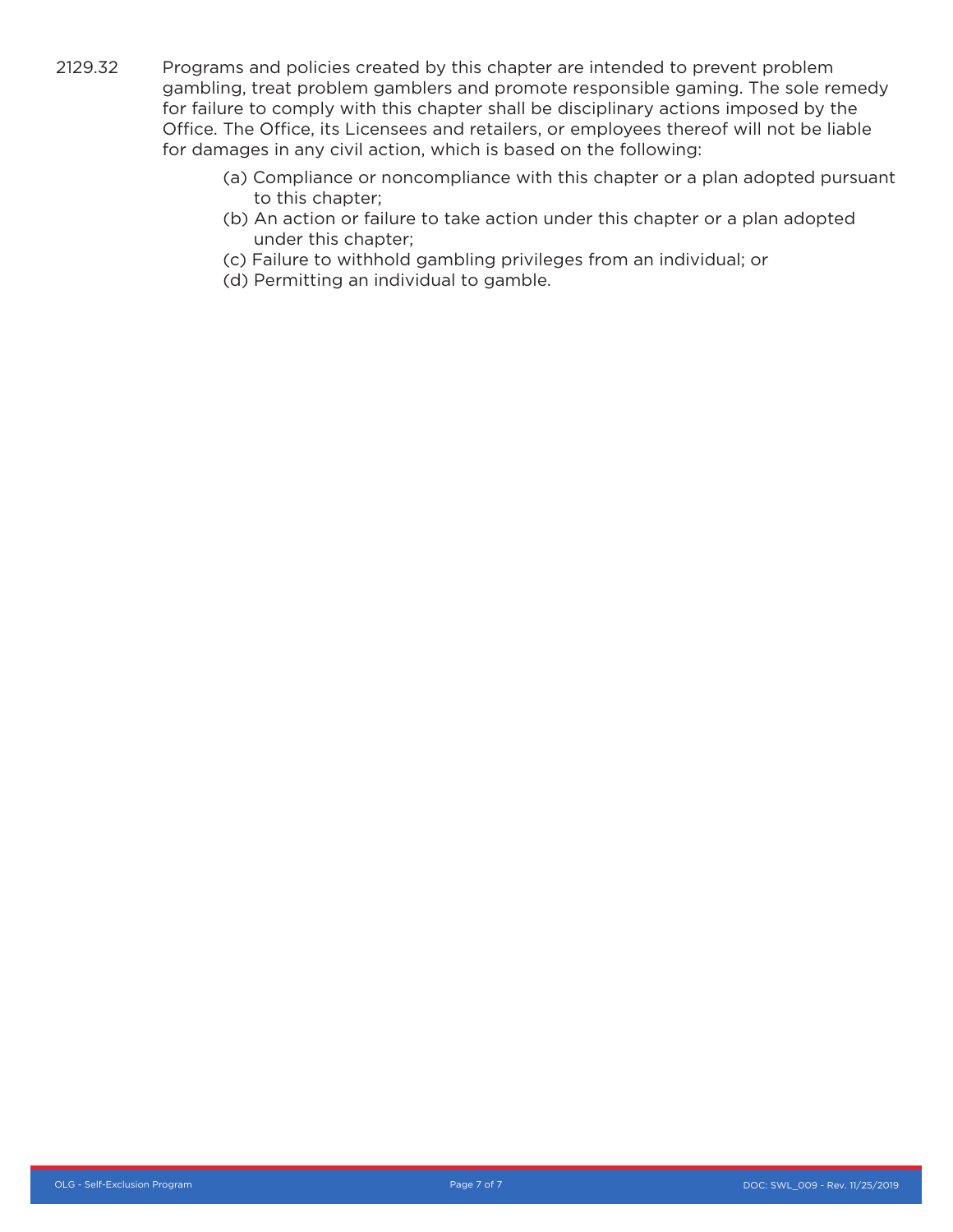2129.32 Programs and policies created by this chapter are intended to prevent problem gambling, treat problem gamblers and promote responsible gaming. The sole remedy for failure to comply with this chapter shall be disciplinary actions imposed by the Office. The Office, its Licensees and retailers, or employees thereof will not be liable for damages in any civil action, which is based on the following:

(a) Compliance or noncompliance with this chapter or a plan adopted pursuant to this chapter;
(b) An action or failure to take action under this chapter or a plan adopted under this chapter;
(c) Failure to withhold gambling privileges from an individual; or
(d) Permitting an individual to gamble.